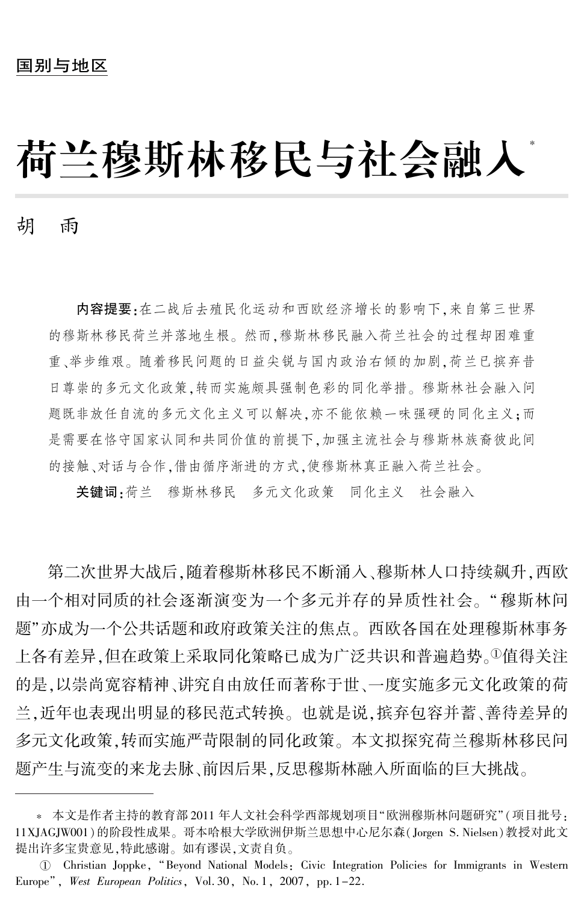国别与地区

# 荷兰穆斯林移民与社会融入*

胡　雨

**内容提要**：在二战后去殖民化运动和西欧经济增长的影响下，来自第三世界的穆斯林移民荷兰并落地生根。然而，穆斯林移民融入荷兰社会的过程却困难重重、举步维艰。随着移民问题的日益尖锐与国内政治右倾的加剧，荷兰已摈弃昔日尊崇的多元文化政策，转而实施颇具强制色彩的同化举措。穆斯林社会融入问题既非放任自流的多元文化主义可以解决，亦不能依赖一味强硬的同化主义；而是需要在恪守国家认同和共同价值的前提下，加强主流社会与穆斯林族裔彼此间的接触、对话与合作，借由循序渐进的方式，使穆斯林真正融入荷兰社会。

**关键词**：荷兰　穆斯林移民　多元文化政策　同化主义　社会融入

第二次世界大战后，随着穆斯林移民不断涌入、穆斯林人口持续飙升，西欧由一个相对同质的社会逐渐演变为一个多元并存的异质性社会。“穆斯林问题”亦成为一个公共话题和政府政策关注的焦点。西欧各国在处理穆斯林事务上各有差异，但在政策上采取同化策略已成为广泛共识和普遍趋势。[1]值得关注的是，以崇尚宽容精神、讲究自由放任而著称于世、一度实施多元文化政策的荷兰，近年也表现出明显的移民范式转换。也就是说，摈弃包容并蓄、善待差异的多元文化政策，转而实施严苛限制的同化政策。本文拟探究荷兰穆斯林移民问题产生与流变的来龙去脉、前因后果，反思穆斯林融入所面临的巨大挑战。

---

\* 本文是作者主持的教育部2011年人文社会科学西部规划项目“欧洲穆斯林问题研究”(项目批号：11XJAGJW001)的阶段性成果。哥本哈根大学欧洲伊斯兰思想中心尼尔森(Jorgen S. Nielsen)教授对此文提出许多宝贵意见，特此感谢。如有谬误，文责自负。

① Christian Joppke，“Beyond National Models：Civic Integration Policies for Immigrants in Western Europe”，*West European Politics*，Vol. 30，No. 1，2007，pp. 1-22.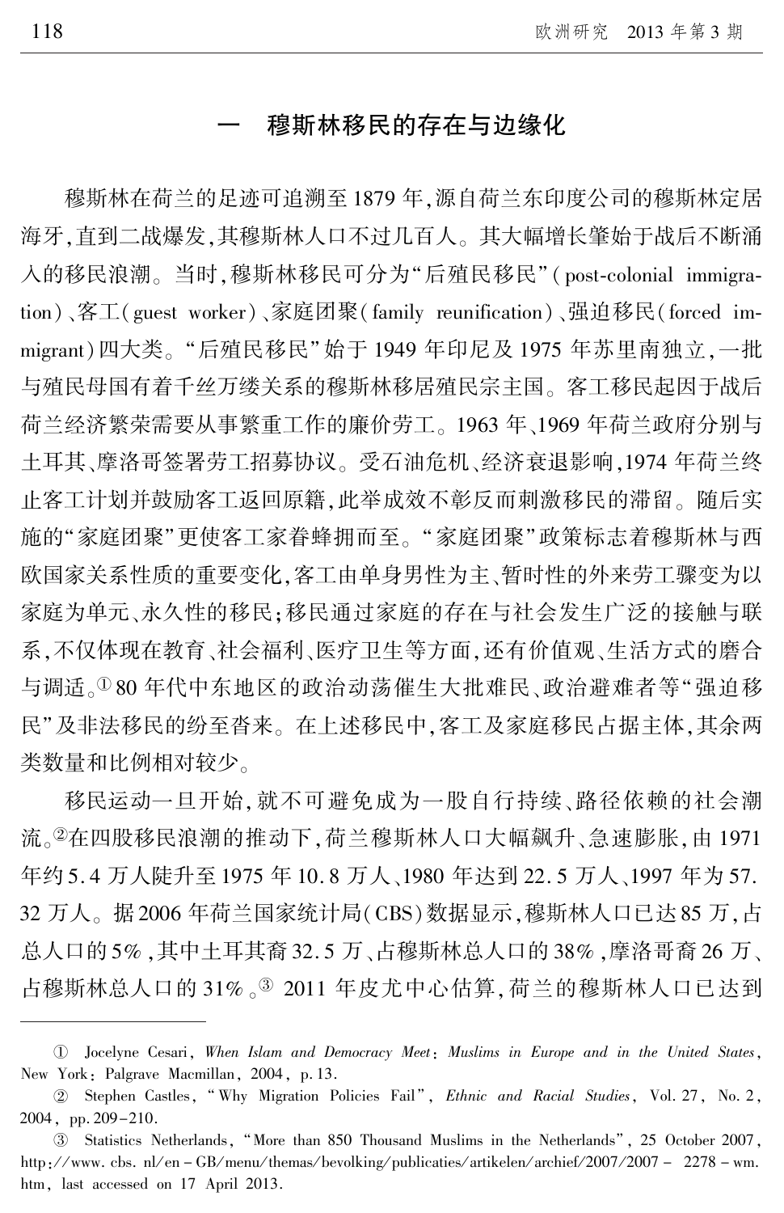## 一　穆斯林移民的存在与边缘化

穆斯林在荷兰的足迹可追溯至1879年,源自荷兰东印度公司的穆斯林定居海牙,直到二战爆发,其穆斯林人口不过几百人。其大幅增长肇始于战后不断涌入的移民浪潮。当时,穆斯林移民可分为"后殖民移民"(post-colonial immigration)、客工(guest worker)、家庭团聚(family reunification)、强迫移民(forced immigrant)四大类。"后殖民移民"始于1949年印尼及1975年苏里南独立,一批与殖民母国有着千丝万缕关系的穆斯林移居殖民宗主国。客工移民起因于战后荷兰经济繁荣需要从事繁重工作的廉价劳工。1963年、1969年荷兰政府分别与土耳其、摩洛哥签署劳工招募协议。受石油危机、经济衰退影响,1974年荷兰终止客工计划并鼓励客工返回原籍,此举成效不彰反而刺激移民的滞留。随后实施的"家庭团聚"更使客工家眷蜂拥而至。"家庭团聚"政策标志着穆斯林与西欧国家关系性质的重要变化,客工由单身男性为主、暂时性的外来劳工骤变为以家庭为单元、永久性的移民;移民通过家庭的存在与社会发生广泛的接触与联系,不仅体现在教育、社会福利、医疗卫生等方面,还有价值观、生活方式的磨合与调适。[①] 80年代中东地区的政治动荡催生大批难民、政治避难者等"强迫移民"及非法移民的纷至沓来。在上述移民中,客工及家庭移民占据主体,其余两类数量和比例相对较少。

移民运动一旦开始,就不可避免成为一股自行持续、路径依赖的社会潮流。[②]在四股移民浪潮的推动下,荷兰穆斯林人口大幅飙升、急速膨胀,由1971年约5.4万人陡升至1975年10.8万人、1980年达到22.5万人、1997年为57.32万人。据2006年荷兰国家统计局(CBS)数据显示,穆斯林人口已达85万,占总人口的5%,其中土耳其裔32.5万、占穆斯林总人口的38%,摩洛哥裔26万、占穆斯林总人口的31%。[③] 2011年皮尤中心估算,荷兰的穆斯林人口已达到

---

① Jocelyne Cesari, *When Islam and Democracy Meet: Muslims in Europe and in the United States*, New York: Palgrave Macmillan, 2004, p. 13.

② Stephen Castles, "Why Migration Policies Fail", *Ethnic and Racial Studies*, Vol. 27, No. 2, 2004, pp. 209-210.

③ Statistics Netherlands, "More than 850 Thousand Muslims in the Netherlands", 25 October 2007, http://www.cbs.nl/en-GB/menu/themas/bevolking/publicaties/artikelen/archief/2007/2007-2278-wm.htm, last accessed on 17 April 2013.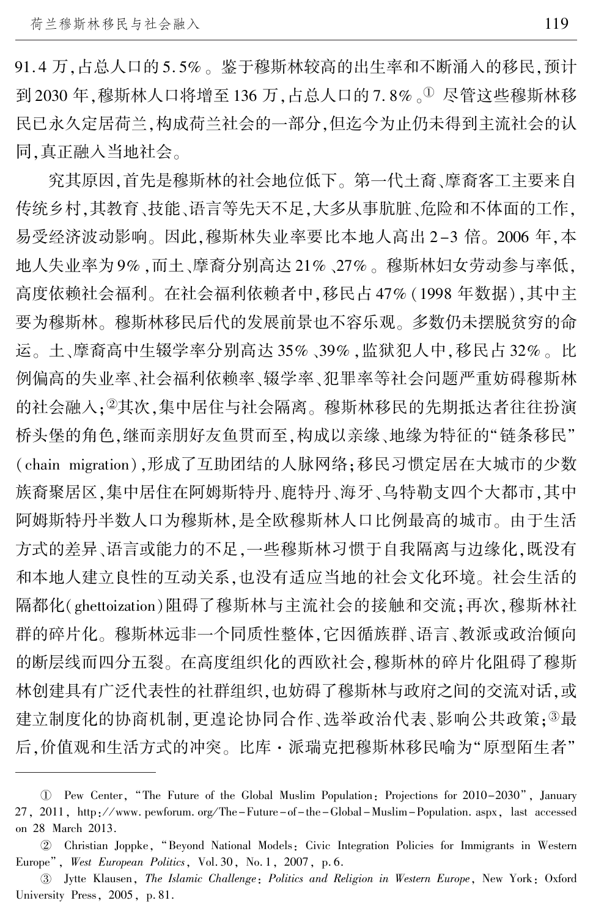91.4 万，占总人口的 5.5%。鉴于穆斯林较高的出生率和不断涌入的移民，预计到 2030 年，穆斯林人口将增至 136 万，占总人口的 7.8%。[①] 尽管这些穆斯林移民已永久定居荷兰，构成荷兰社会的一部分，但迄今为止仍未得到主流社会的认同，真正融入当地社会。

究其原因，首先是穆斯林的社会地位低下。第一代土裔、摩裔客工主要来自传统乡村，其教育、技能、语言等先天不足，大多从事肮脏、危险和不体面的工作，易受经济波动影响。因此，穆斯林失业率要比本地人高出 2–3 倍。2006 年，本地人失业率为 9%，而土、摩裔分别高达 21%、27%。穆斯林妇女劳动参与率低，高度依赖社会福利。在社会福利依赖者中，移民占 47%（1998 年数据），其中主要为穆斯林。穆斯林移民后代的发展前景也不容乐观。多数仍未摆脱贫穷的命运。土、摩裔高中生辍学率分别高达 35%、39%，监狱犯人中，移民占 32%。比例偏高的失业率、社会福利依赖率、辍学率、犯罪率等社会问题严重妨碍穆斯林的社会融入；[②]其次，集中居住与社会隔离。穆斯林移民的先期抵达者往往扮演桥头堡的角色，继而亲朋好友鱼贯而至，构成以亲缘、地缘为特征的“链条移民”（chain migration），形成了互助团结的人脉网络；移民习惯定居在大城市的少数族裔聚居区，集中居住在阿姆斯特丹、鹿特丹、海牙、乌特勒支四个大都市，其中阿姆斯特丹半数人口为穆斯林，是全欧穆斯林人口比例最高的城市。由于生活方式的差异、语言或能力的不足，一些穆斯林习惯于自我隔离与边缘化，既没有和本地人建立良性的互动关系，也没有适应当地的社会文化环境。社会生活的隔都化（ghettoization）阻碍了穆斯林与主流社会的接触和交流；再次，穆斯林社群的碎片化。穆斯林远非一个同质性整体，它因循族群、语言、教派或政治倾向的断层线而四分五裂。在高度组织化的西欧社会，穆斯林的碎片化阻碍了穆斯林创建具有广泛代表性的社群组织，也妨碍了穆斯林与政府之间的交流对话，或建立制度化的协商机制，更遑论协同合作、选举政治代表、影响公共政策；[③]最后，价值观和生活方式的冲突。比库・派瑞克把穆斯林移民喻为“原型陌生者”

---

① Pew Center, “The Future of the Global Muslim Population: Projections for 2010–2030”, January 27, 2011, http://www.pewforum.org/The-Future-of-the-Global-Muslim-Population.aspx, last accessed on 28 March 2013.

② Christian Joppke, “Beyond National Models: Civic Integration Policies for Immigrants in Western Europe”, *West European Politics*, Vol. 30, No. 1, 2007, p. 6.

③ Jytte Klausen, *The Islamic Challenge: Politics and Religion in Western Europe*, New York: Oxford University Press, 2005, p. 81.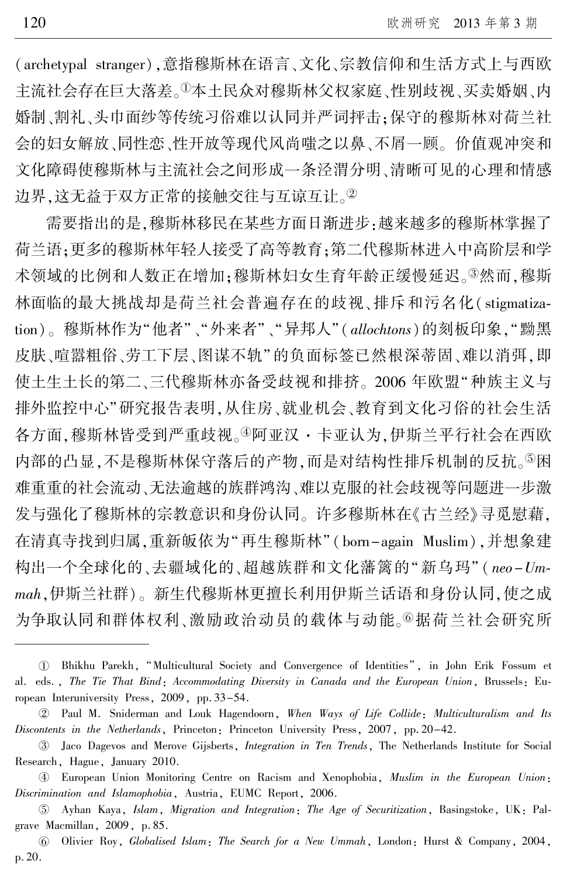(archetypal stranger),意指穆斯林在语言、文化、宗教信仰和生活方式上与西欧主流社会存在巨大落差。[①]本土民众对穆斯林父权家庭、性别歧视、买卖婚姻、内婚制、割礼、头巾面纱等传统习俗难以认同并严词抨击;保守的穆斯林对荷兰社会的妇女解放、同性恋、性开放等现代风尚嗤之以鼻、不屑一顾。价值观冲突和文化障碍使穆斯林与主流社会之间形成一条泾渭分明、清晰可见的心理和情感边界,这无益于双方正常的接触交往与互谅互让。[②]

需要指出的是,穆斯林移民在某些方面日渐进步:越来越多的穆斯林掌握了荷兰语;更多的穆斯林年轻人接受了高等教育;第二代穆斯林进入中高阶层和学术领域的比例和人数正在增加;穆斯林妇女生育年龄正缓慢延迟。[③]然而,穆斯林面临的最大挑战却是荷兰社会普遍存在的歧视、排斥和污名化(stigmatization)。穆斯林作为"他者"、"外来者"、"异邦人"(*allochtons*)的刻板印象,"黝黑皮肤、喧嚣粗俗、劳工下层、图谋不轨"的负面标签已然根深蒂固、难以消弭,即使土生土长的第二、三代穆斯林亦备受歧视和排挤。2006 年欧盟"种族主义与排外监控中心"研究报告表明,从住房、就业机会、教育到文化习俗的社会生活各方面,穆斯林皆受到严重歧视。[④]阿亚汉 · 卡亚认为,伊斯兰平行社会在西欧内部的凸显,不是穆斯林保守落后的产物,而是对结构性排斥机制的反抗。[⑤]困难重重的社会流动、无法逾越的族群鸿沟、难以克服的社会歧视等问题进一步激发与强化了穆斯林的宗教意识和身份认同。许多穆斯林在《古兰经》寻觅慰藉,在清真寺找到归属,重新皈依为"再生穆斯林"(born-again Muslim),并想象建构出一个全球化的、去疆域化的、超越族群和文化藩篱的"新乌玛"(*neo-Ummah*,伊斯兰社群)。新生代穆斯林更擅长利用伊斯兰话语和身份认同,使之成为争取认同和群体权利、激励政治动员的载体与动能。[⑥]据荷兰社会研究所

---

① Bhikhu Parekh, "Multicultural Society and Convergence of Identities", in John Erik Fossum et al. eds., *The Tie That Bind: Accommodating Diversity in Canada and the European Union*, Brussels: European Interuniversity Press, 2009, pp. 33-54.

② Paul M. Sniderman and Louk Hagendoorn, *When Ways of Life Collide: Multiculturalism and Its Discontents in the Netherlands*, Princeton: Princeton University Press, 2007, pp. 20-42.

③ Jaco Dagevos and Merove Gijsberts, *Integration in Ten Trends*, The Netherlands Institute for Social Research, Hague, January 2010.

④ European Union Monitoring Centre on Racism and Xenophobia, *Muslim in the European Union: Discrimination and Islamophobia*, Austria, EUMC Report, 2006.

⑤ Ayhan Kaya, *Islam, Migration and Integration: The Age of Securitization*, Basingstoke, UK: Palgrave Macmillan, 2009, p. 85.

⑥ Olivier Roy, *Globalised Islam: The Search for a New Ummah*, London: Hurst & Company, 2004, p. 20.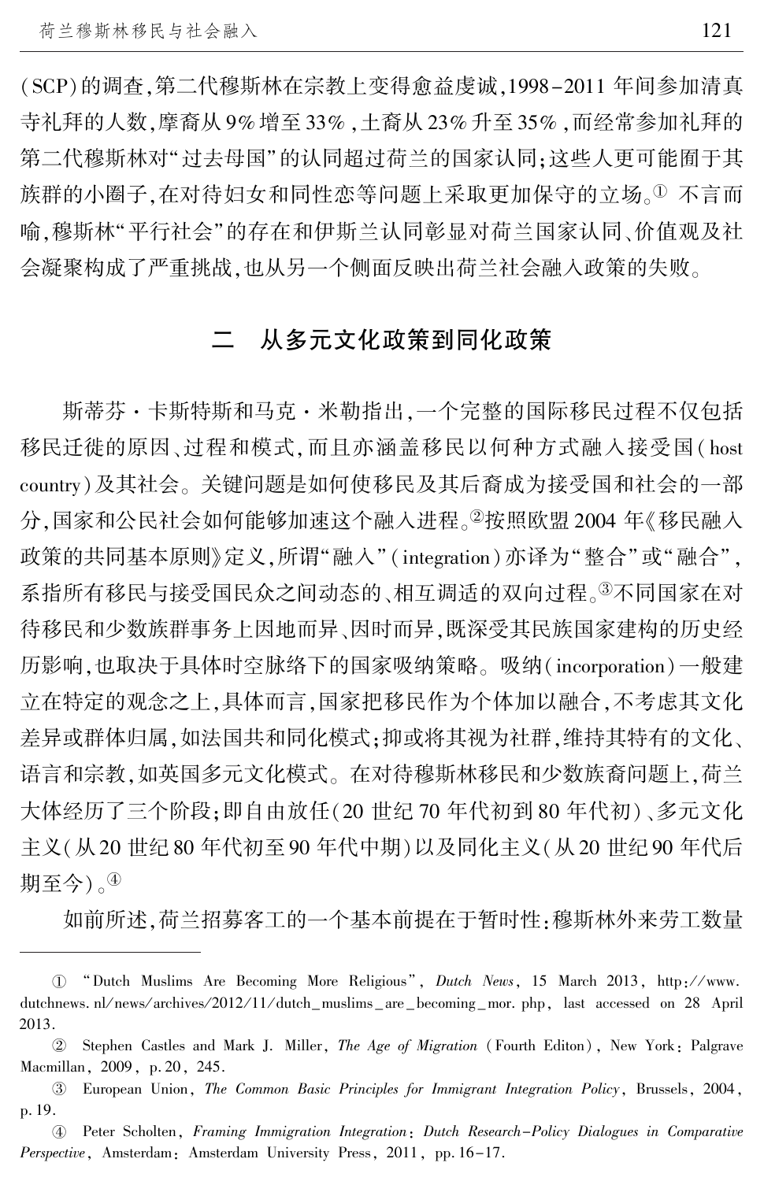(SCP)的调查,第二代穆斯林在宗教上变得愈益虔诚,1998–2011 年间参加清真寺礼拜的人数,摩裔从 9% 增至 33%,土裔从 23% 升至 35%,而经常参加礼拜的第二代穆斯林对"过去母国"的认同超过荷兰的国家认同;这些人更可能囿于其族群的小圈子,在对待妇女和同性恋等问题上采取更加保守的立场。[①] 不言而喻,穆斯林"平行社会"的存在和伊斯兰认同彰显对荷兰国家认同、价值观及社会凝聚构成了严重挑战,也从另一个侧面反映出荷兰社会融入政策的失败。

## 二　从多元文化政策到同化政策

斯蒂芬·卡斯特斯和马克·米勒指出,一个完整的国际移民过程不仅包括移民迁徙的原因、过程和模式,而且亦涵盖移民以何种方式融入接受国(host country)及其社会。关键问题是如何使移民及其后裔成为接受国和社会的一部分,国家和公民社会如何能够加速这个融入进程。[②]按照欧盟 2004 年《移民融入政策的共同基本原则》定义,所谓"融入"(integration)亦译为"整合"或"融合",系指所有移民与接受国民众之间动态的、相互调适的双向过程。[③]不同国家在对待移民和少数族群事务上因地而异、因时而异,既深受其民族国家建构的历史经历影响,也取决于具体时空脉络下的国家吸纳策略。吸纳(incorporation)一般建立在特定的观念之上,具体而言,国家把移民作为个体加以融合,不考虑其文化差异或群体归属,如法国共和同化模式;抑或将其视为社群,维持其特有的文化、语言和宗教,如英国多元文化模式。在对待穆斯林移民和少数族裔问题上,荷兰大体经历了三个阶段;即自由放任(20 世纪 70 年代初到 80 年代初)、多元文化主义(从 20 世纪 80 年代初至 90 年代中期)以及同化主义(从 20 世纪 90 年代后期至今)。[④]

如前所述,荷兰招募客工的一个基本前提在于暂时性:穆斯林外来劳工数量

---

① "Dutch Muslims Are Becoming More Religious", *Dutch News*, 15 March 2013, http://www.dutchnews.nl/news/archives/2012/11/dutch_muslims_are_becoming_mor.php, last accessed on 28 April 2013.

② Stephen Castles and Mark J. Miller, *The Age of Migration* (Fourth Editon), New York: Palgrave Macmillan, 2009, p. 20, 245.

③ European Union, *The Common Basic Principles for Immigrant Integration Policy*, Brussels, 2004, p. 19.

④ Peter Scholten, *Framing Immigration Integration: Dutch Research-Policy Dialogues in Comparative Perspective*, Amsterdam: Amsterdam University Press, 2011, pp. 16–17.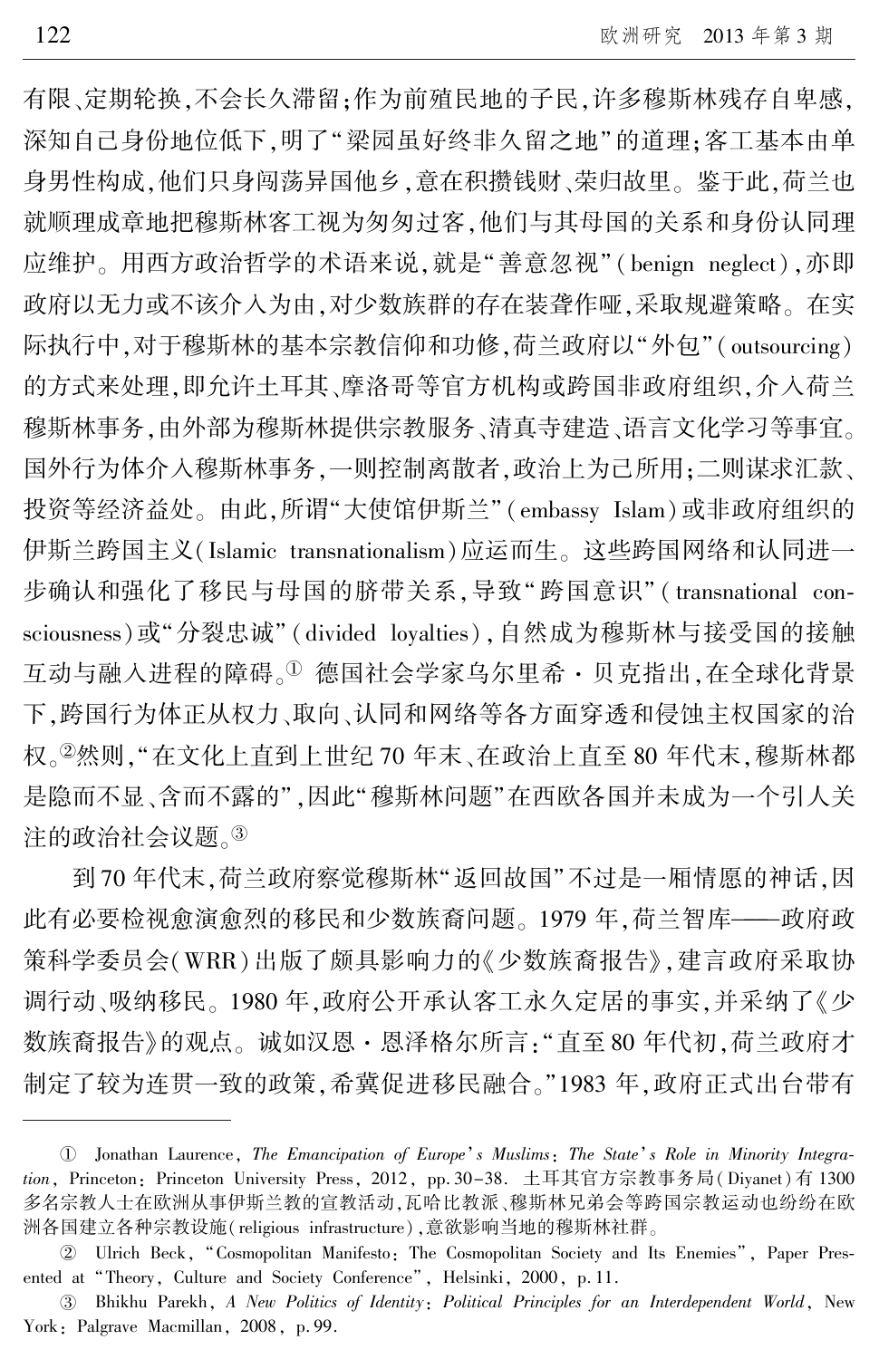有限、定期轮换,不会长久滞留;作为前殖民地的子民,许多穆斯林残存自卑感,深知自己身份地位低下,明了"梁园虽好终非久留之地"的道理;客工基本由单身男性构成,他们只身闯荡异国他乡,意在积攒钱财、荣归故里。鉴于此,荷兰也就顺理成章地把穆斯林客工视为匆匆过客,他们与其母国的关系和身份认同理应维护。用西方政治哲学的术语来说,就是"善意忽视"(benign neglect),亦即政府以无力或不该介入为由,对少数族群的存在装聋作哑,采取规避策略。在实际执行中,对于穆斯林的基本宗教信仰和功修,荷兰政府以"外包"(outsourcing)的方式来处理,即允许土耳其、摩洛哥等官方机构或跨国非政府组织,介入荷兰穆斯林事务,由外部为穆斯林提供宗教服务、清真寺建造、语言文化学习等事宜。国外行为体介入穆斯林事务,一则控制离散者,政治上为己所用;二则谋求汇款、投资等经济益处。由此,所谓"大使馆伊斯兰"(embassy Islam)或非政府组织的伊斯兰跨国主义(Islamic transnationalism)应运而生。这些跨国网络和认同进一步确认和强化了移民与母国的脐带关系,导致"跨国意识"(transnational consciousness)或"分裂忠诚"(divided loyalties),自然成为穆斯林与接受国的接触互动与融入进程的障碍。[①] 德国社会学家乌尔里希·贝克指出,在全球化背景下,跨国行为体正从权力、取向、认同和网络等各方面穿透和侵蚀主权国家的治权。[②]然则,"在文化上直到上世纪70年末、在政治上直至80年代末,穆斯林都是隐而不显、含而不露的",因此"穆斯林问题"在西欧各国并未成为一个引人关注的政治社会议题。[③]

到70年代末,荷兰政府察觉穆斯林"返回故国"不过是一厢情愿的神话,因此有必要检视愈演愈烈的移民和少数族裔问题。1979年,荷兰智库——政府政策科学委员会(WRR)出版了颇具影响力的《少数族裔报告》,建言政府采取协调行动、吸纳移民。1980年,政府公开承认客工永久定居的事实,并采纳了《少数族裔报告》的观点。诚如汉恩·恩泽格尔所言:"直至80年代初,荷兰政府才制定了较为连贯一致的政策,希冀促进移民融合。"1983年,政府正式出台带有

---

① Jonathan Laurence, *The Emancipation of Europe's Muslims: The State's Role in Minority Integration*, Princeton: Princeton University Press, 2012, pp.30–38. 土耳其官方宗教事务局(Diyanet)有1300多名宗教人士在欧洲从事伊斯兰教的宣教活动,瓦哈比教派、穆斯林兄弟会等跨国宗教运动也纷纷在欧洲各国建立各种宗教设施(religious infrastructure),意欲影响当地的穆斯林社群。

② Ulrich Beck, "Cosmopolitan Manifesto: The Cosmopolitan Society and Its Enemies", Paper Presented at "Theory, Culture and Society Conference", Helsinki, 2000, p.11.

③ Bhikhu Parekh, *A New Politics of Identity: Political Principles for an Interdependent World*, New York: Palgrave Macmillan, 2008, p.99.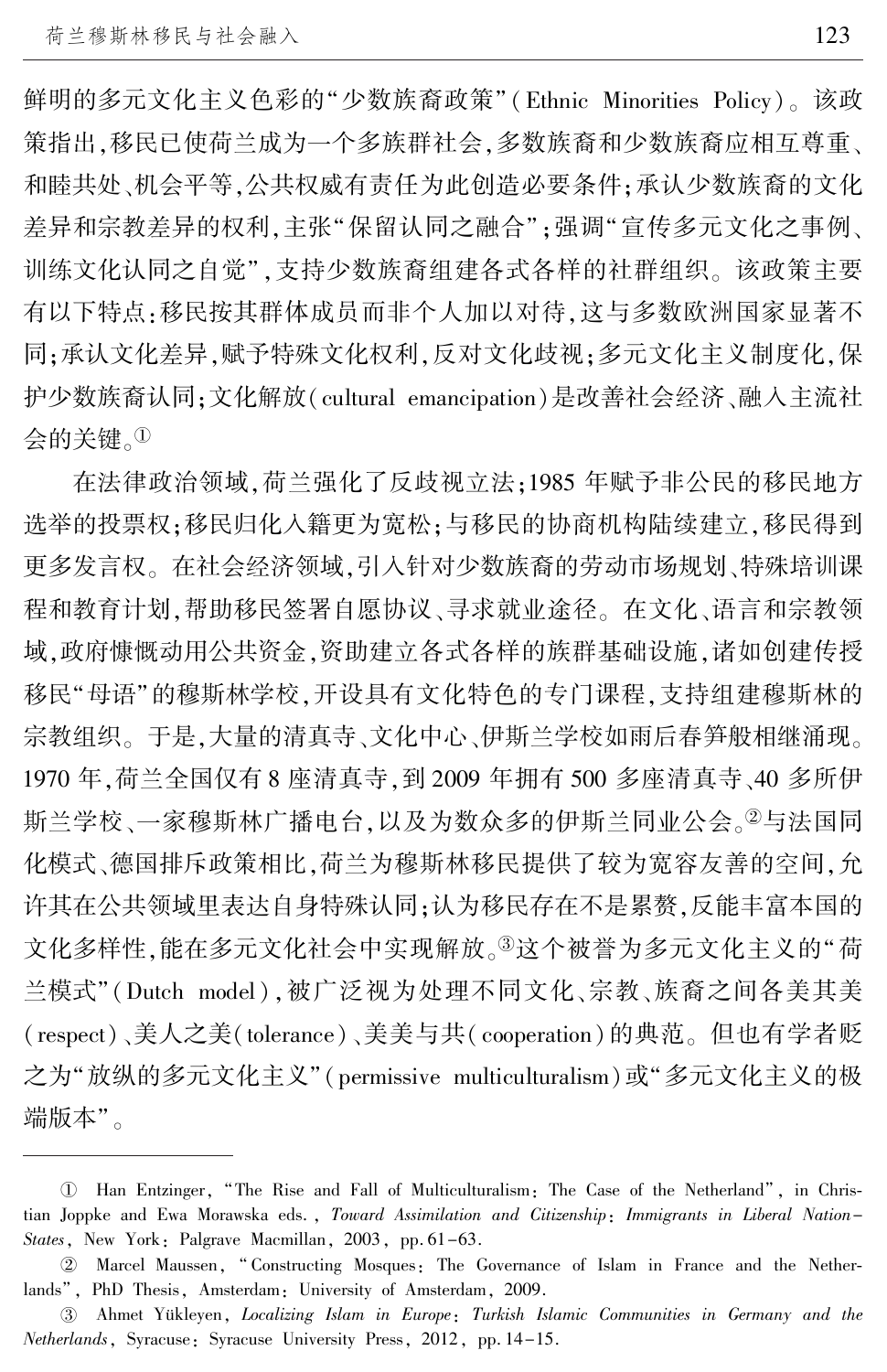鲜明的多元文化主义色彩的"少数族裔政策"(Ethnic Minorities Policy)。该政策指出,移民已使荷兰成为一个多族群社会,多数族裔和少数族裔应相互尊重、和睦共处、机会平等,公共权威有责任为此创造必要条件;承认少数族裔的文化差异和宗教差异的权利,主张"保留认同之融合";强调"宣传多元文化之事例、训练文化认同之自觉",支持少数族裔组建各式各样的社群组织。该政策主要有以下特点:移民按其群体成员而非个人加以对待,这与多数欧洲国家显著不同;承认文化差异,赋予特殊文化权利,反对文化歧视;多元文化主义制度化,保护少数族裔认同;文化解放(cultural emancipation)是改善社会经济、融入主流社会的关键。[①]

在法律政治领域,荷兰强化了反歧视立法;1985 年赋予非公民的移民地方选举的投票权;移民归化入籍更为宽松;与移民的协商机构陆续建立,移民得到更多发言权。在社会经济领域,引入针对少数族裔的劳动市场规划、特殊培训课程和教育计划,帮助移民签署自愿协议、寻求就业途径。在文化、语言和宗教领域,政府慷慨动用公共资金,资助建立各式各样的族群基础设施,诸如创建传授移民"母语"的穆斯林学校,开设具有文化特色的专门课程,支持组建穆斯林的宗教组织。于是,大量的清真寺、文化中心、伊斯兰学校如雨后春笋般相继涌现。1970 年,荷兰全国仅有 8 座清真寺,到 2009 年拥有 500 多座清真寺、40 多所伊斯兰学校、一家穆斯林广播电台,以及为数众多的伊斯兰同业公会。[②]与法国同化模式、德国排斥政策相比,荷兰为穆斯林移民提供了较为宽容友善的空间,允许其在公共领域里表达自身特殊认同;认为移民存在不是累赘,反能丰富本国的文化多样性,能在多元文化社会中实现解放。[③]这个被誉为多元文化主义的"荷兰模式"(Dutch model),被广泛视为处理不同文化、宗教、族裔之间各美其美(respect)、美人之美(tolerance)、美美与共(cooperation)的典范。但也有学者贬之为"放纵的多元文化主义"(permissive multiculturalism)或"多元文化主义的极端版本"。

---

① Han Entzinger, "The Rise and Fall of Multiculturalism: The Case of the Netherland", in Christian Joppke and Ewa Morawska eds., *Toward Assimilation and Citizenship: Immigrants in Liberal Nation-States*, New York: Palgrave Macmillan, 2003, pp. 61-63.

② Marcel Maussen, "Constructing Mosques: The Governance of Islam in France and the Netherlands", PhD Thesis, Amsterdam: University of Amsterdam, 2009.

③ Ahmet Yükleyen, *Localizing Islam in Europe: Turkish Islamic Communities in Germany and the Netherlands*, Syracuse: Syracuse University Press, 2012, pp. 14-15.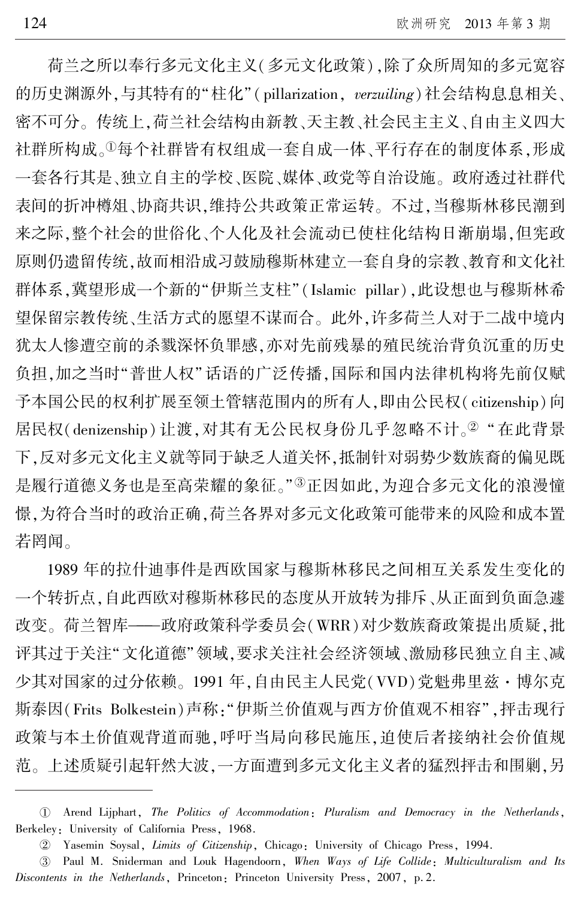荷兰之所以奉行多元文化主义（多元文化政策），除了众所周知的多元宽容的历史渊源外，与其特有的"柱化"（pillarization，*verzuiling*）社会结构息息相关、密不可分。传统上，荷兰社会结构由新教、天主教、社会民主主义、自由主义四大社群所构成。[①]每个社群皆有权组成一套自成一体、平行存在的制度体系，形成一套各行其是、独立自主的学校、医院、媒体、政党等自治设施。政府透过社群代表间的折冲樽俎、协商共识，维持公共政策正常运转。不过，当穆斯林移民潮到来之际，整个社会的世俗化、个人化及社会流动已使柱化结构日渐崩塌，但宪政原则仍遗留传统，故而相沿成习鼓励穆斯林建立一套自身的宗教、教育和文化社群体系，冀望形成一个新的"伊斯兰支柱"（Islamic pillar），此设想也与穆斯林希望保留宗教传统、生活方式的愿望不谋而合。此外，许多荷兰人对于二战中境内犹太人惨遭空前的杀戮深怀负罪感，亦对先前残暴的殖民统治背负沉重的历史负担，加之当时"普世人权"话语的广泛传播，国际和国内法律机构将先前仅赋予本国公民的权利扩展至领土管辖范围内的所有人，即由公民权（citizenship）向居民权（denizenship）让渡，对其有无公民权身份几乎忽略不计。[②] "在此背景下，反对多元文化主义就等同于缺乏人道关怀，抵制针对弱势少数族裔的偏见既是履行道德义务也是至高荣耀的象征。"[③]正因如此，为迎合多元文化的浪漫憧憬，为符合当时的政治正确，荷兰各界对多元文化政策可能带来的风险和成本置若罔闻。

1989 年的拉什迪事件是西欧国家与穆斯林移民之间相互关系发生变化的一个转折点，自此西欧对穆斯林移民的态度从开放转为排斥、从正面到负面急遽改变。荷兰智库——政府政策科学委员会（WRR）对少数族裔政策提出质疑，批评其过于关注"文化道德"领域，要求关注社会经济领域、激励移民独立自主、减少其对国家的过分依赖。1991 年，自由民主人民党（VVD）党魁弗里兹·博尔克斯泰因（Frits Bolkestein）声称："伊斯兰价值观与西方价值观不相容"，抨击现行政策与本土价值观背道而驰，呼吁当局向移民施压，迫使后者接纳社会价值规范。上述质疑引起轩然大波，一方面遭到多元文化主义者的猛烈抨击和围剿，另

---

① Arend Lijphart, *The Politics of Accommodation: Pluralism and Democracy in the Netherlands*, Berkeley: University of California Press, 1968.

② Yasemin Soysal, *Limits of Citizenship*, Chicago: University of Chicago Press, 1994.

③ Paul M. Sniderman and Louk Hagendoorn, *When Ways of Life Collide: Multiculturalism and Its Discontents in the Netherlands*, Princeton: Princeton University Press, 2007, p. 2.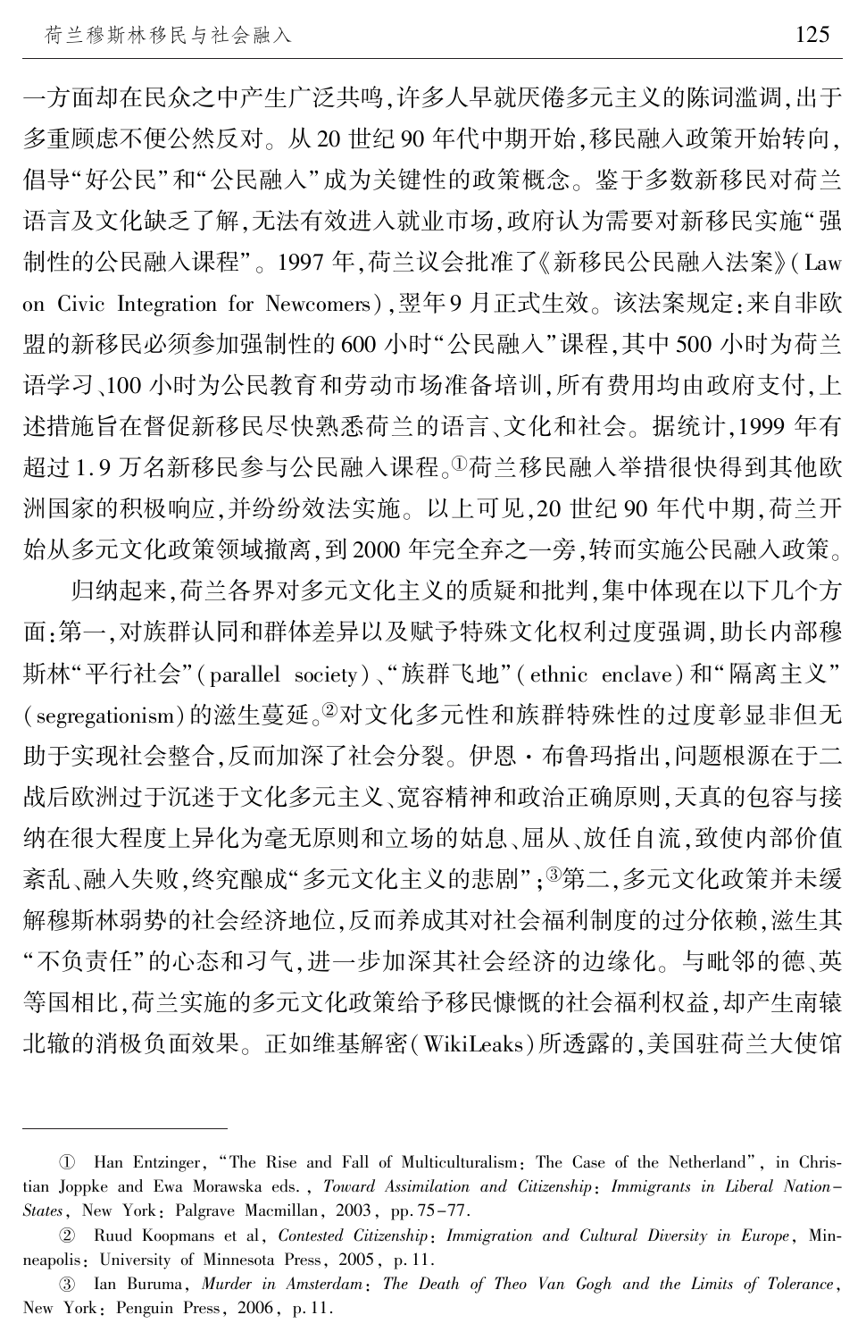一方面却在民众之中产生广泛共鸣,许多人早就厌倦多元主义的陈词滥调,出于多重顾虑不便公然反对。从 20 世纪 90 年代中期开始,移民融入政策开始转向,倡导"好公民"和"公民融入"成为关键性的政策概念。鉴于多数新移民对荷兰语言及文化缺乏了解,无法有效进入就业市场,政府认为需要对新移民实施"强制性的公民融入课程"。1997 年,荷兰议会批准了《新移民公民融入法案》(Law on Civic Integration for Newcomers),翌年 9 月正式生效。该法案规定:来自非欧盟的新移民必须参加强制性的 600 小时"公民融入"课程,其中 500 小时为荷兰语学习、100 小时为公民教育和劳动市场准备培训,所有费用均由政府支付,上述措施旨在督促新移民尽快熟悉荷兰的语言、文化和社会。据统计,1999 年有超过 1.9 万名新移民参与公民融入课程。[①]荷兰移民融入举措很快得到其他欧洲国家的积极响应,并纷纷效法实施。以上可见,20 世纪 90 年代中期,荷兰开始从多元文化政策领域撤离,到 2000 年完全弃之一旁,转而实施公民融入政策。

归纳起来,荷兰各界对多元文化主义的质疑和批判,集中体现在以下几个方面:第一,对族群认同和群体差异以及赋予特殊文化权利过度强调,助长内部穆斯林"平行社会"(parallel society)、"族群飞地"(ethnic enclave)和"隔离主义"(segregationism)的滋生蔓延。[②]对文化多元性和族群特殊性的过度彰显非但无助于实现社会整合,反而加深了社会分裂。伊恩·布鲁玛指出,问题根源在于二战后欧洲过于沉迷于文化多元主义、宽容精神和政治正确原则,天真的包容与接纳在很大程度上异化为毫无原则和立场的姑息、屈从、放任自流,致使内部价值紊乱、融入失败,终究酿成"多元文化主义的悲剧";[③]第二,多元文化政策并未缓解穆斯林弱势的社会经济地位,反而养成其对社会福利制度的过分依赖,滋生其"不负责任"的心态和习气,进一步加深其社会经济的边缘化。与毗邻的德、英等国相比,荷兰实施的多元文化政策给予移民慷慨的社会福利权益,却产生南辕北辙的消极负面效果。正如维基解密(WikiLeaks)所透露的,美国驻荷兰大使馆

---

① Han Entzinger, "The Rise and Fall of Multiculturalism: The Case of the Netherland", in Christian Joppke and Ewa Morawska eds., *Toward Assimilation and Citizenship: Immigrants in Liberal Nation-States*, New York: Palgrave Macmillan, 2003, pp. 75-77.

② Ruud Koopmans et al, *Contested Citizenship: Immigration and Cultural Diversity in Europe*, Minneapolis: University of Minnesota Press, 2005, p. 11.

③ Ian Buruma, *Murder in Amsterdam: The Death of Theo Van Gogh and the Limits of Tolerance*, New York: Penguin Press, 2006, p. 11.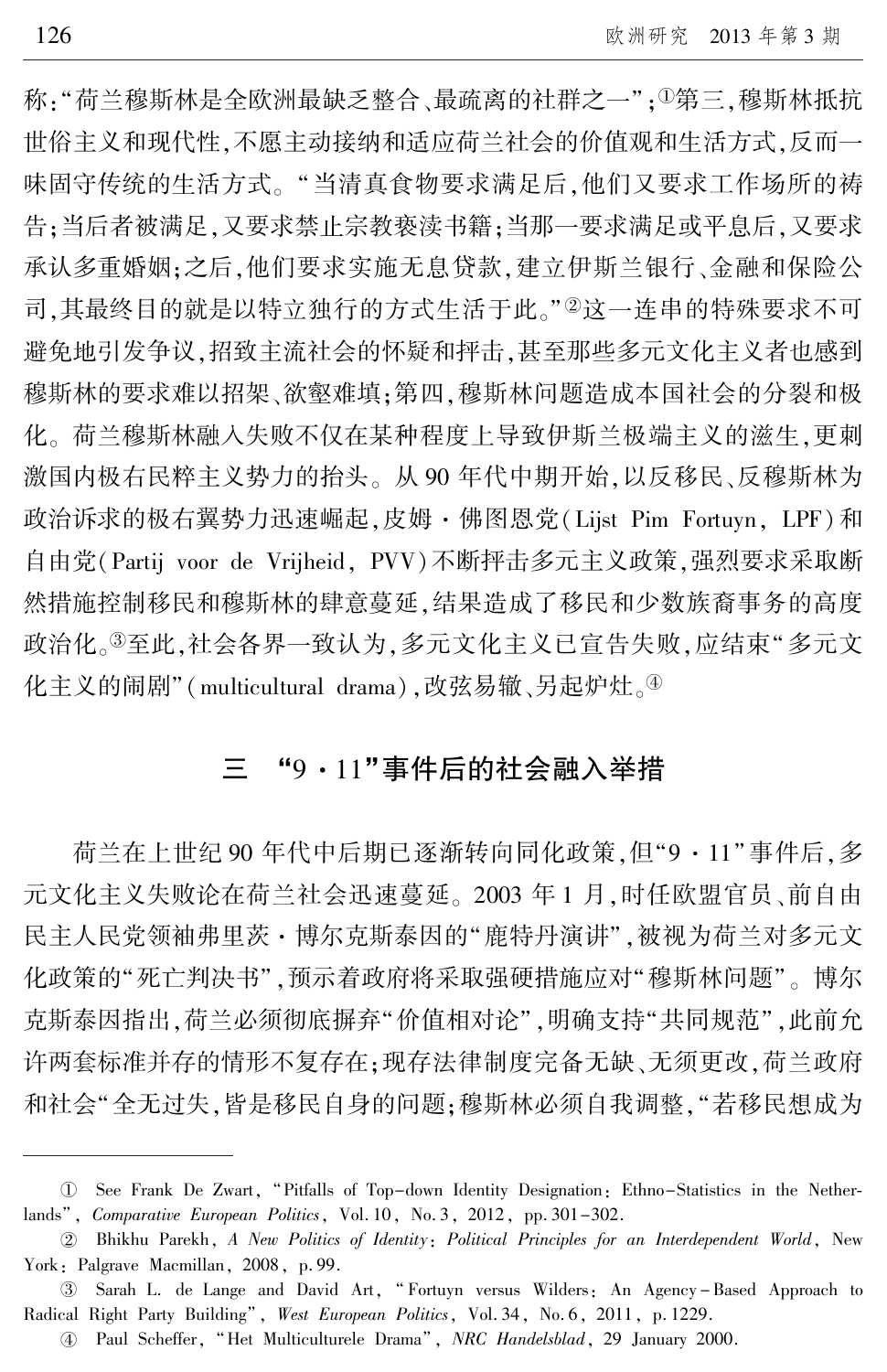称:"荷兰穆斯林是全欧洲最缺乏整合、最疏离的社群之一";[①]第三,穆斯林抵抗世俗主义和现代性,不愿主动接纳和适应荷兰社会的价值观和生活方式,反而一味固守传统的生活方式。"当清真食物要求满足后,他们又要求工作场所的祷告;当后者被满足,又要求禁止宗教亵渎书籍;当那一要求满足或平息后,又要求承认多重婚姻;之后,他们要求实施无息贷款,建立伊斯兰银行、金融和保险公司,其最终目的就是以特立独行的方式生活于此。"[②]这一连串的特殊要求不可避免地引发争议,招致主流社会的怀疑和抨击,甚至那些多元文化主义者也感到穆斯林的要求难以招架、欲壑难填;第四,穆斯林问题造成本国社会的分裂和极化。荷兰穆斯林融入失败不仅在某种程度上导致伊斯兰极端主义的滋生,更刺激国内极右民粹主义势力的抬头。从 90 年代中期开始,以反移民、反穆斯林为政治诉求的极右翼势力迅速崛起,皮姆·佛图恩党(Lijst Pim Fortuyn, LPF)和自由党(Partij voor de Vrijheid, PVV)不断抨击多元主义政策,强烈要求采取断然措施控制移民和穆斯林的肆意蔓延,结果造成了移民和少数族裔事务的高度政治化。[③]至此,社会各界一致认为,多元文化主义已宣告失败,应结束"多元文化主义的闹剧"(multicultural drama),改弦易辙、另起炉灶。[④]

## 三 "9·11"事件后的社会融入举措

荷兰在上世纪 90 年代中后期已逐渐转向同化政策,但"9·11"事件后,多元文化主义失败论在荷兰社会迅速蔓延。2003 年 1 月,时任欧盟官员、前自由民主人民党领袖弗里茨·博尔克斯泰因的"鹿特丹演讲",被视为荷兰对多元文化政策的"死亡判决书",预示着政府将采取强硬措施应对"穆斯林问题"。博尔克斯泰因指出,荷兰必须彻底摒弃"价值相对论",明确支持"共同规范",此前允许两套标准并存的情形不复存在;现存法律制度完备无缺、无须更改,荷兰政府和社会"全无过失,皆是移民自身的问题;穆斯林必须自我调整,"若移民想成为

---

① See Frank De Zwart, "Pitfalls of Top-down Identity Designation: Ethno-Statistics in the Netherlands", *Comparative European Politics*, Vol. 10, No. 3, 2012, pp. 301-302.

② Bhikhu Parekh, *A New Politics of Identity: Political Principles for an Interdependent World*, New York: Palgrave Macmillan, 2008, p. 99.

③ Sarah L. de Lange and David Art, "Fortuyn versus Wilders: An Agency-Based Approach to Radical Right Party Building", *West European Politics*, Vol. 34, No. 6, 2011, p. 1229.

④ Paul Scheffer, "Het Multiculturele Drama", *NRC Handelsblad*, 29 January 2000.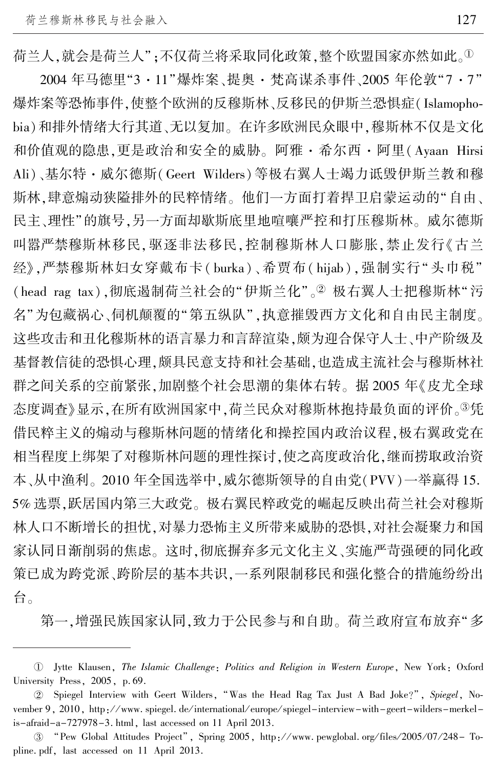荷兰人,就会是荷兰人";不仅荷兰将采取同化政策,整个欧盟国家亦然如此。[①]

2004 年马德里"3·11"爆炸案、提奥·梵高谋杀事件、2005 年伦敦"7·7"爆炸案等恐怖事件,使整个欧洲的反穆斯林、反移民的伊斯兰恐惧症(Islamophobia)和排外情绪大行其道、无以复加。在许多欧洲民众眼中,穆斯林不仅是文化和价值观的隐患,更是政治和安全的威胁。阿雅·希尔西·阿里(Ayaan Hirsi Ali)、基尔特·威尔德斯(Geert Wilders)等极右翼人士竭力诋毁伊斯兰教和穆斯林,肆意煽动狭隘排外的民粹情绪。他们一方面打着捍卫启蒙运动的"自由、民主、理性"的旗号,另一方面却歇斯底里地喧嚷严控和打压穆斯林。威尔德斯叫嚣严禁穆斯林移民,驱逐非法移民,控制穆斯林人口膨胀,禁止发行《古兰经》,严禁穆斯林妇女穿戴布卡(burka)、希贾布(hijab),强制实行"头巾税"(head rag tax),彻底遏制荷兰社会的"伊斯兰化"。[②] 极右翼人士把穆斯林"污名"为包藏祸心、伺机颠覆的"第五纵队",执意摧毁西方文化和自由民主制度。这些攻击和丑化穆斯林的语言暴力和言辞渲染,颇为迎合保守人士、中产阶级及基督教信徒的恐惧心理,颇具民意支持和社会基础,也造成主流社会与穆斯林社群之间关系的空前紧张,加剧整个社会思潮的集体右转。据 2005 年《皮尤全球态度调查》显示,在所有欧洲国家中,荷兰民众对穆斯林抱持最负面的评价。[③]凭借民粹主义的煽动与穆斯林问题的情绪化和操控国内政治议程,极右翼政党在相当程度上绑架了对穆斯林问题的理性探讨,使之高度政治化,继而捞取政治资本、从中渔利。2010 年全国选举中,威尔德斯领导的自由党(PVV)一举赢得 15.5% 选票,跃居国内第三大政党。极右翼民粹政党的崛起反映出荷兰社会对穆斯林人口不断增长的担忧,对暴力恐怖主义所带来威胁的恐惧,对社会凝聚力和国家认同日渐削弱的焦虑。这时,彻底摒弃多元文化主义、实施严苛强硬的同化政策已成为跨党派、跨阶层的基本共识,一系列限制移民和强化整合的措施纷纷出台。

第一,增强民族国家认同,致力于公民参与和自助。荷兰政府宣布放弃"多

---

① Jytte Klausen, *The Islamic Challenge: Politics and Religion in Western Europe*, New York: Oxford University Press, 2005, p. 69.

② Spiegel Interview with Geert Wilders, "Was the Head Rag Tax Just A Bad Joke?", *Spiegel*, November 9, 2010, http://www.spiegel.de/international/europe/spiegel-interview-with-geert-wilders-merkel-is-afraid-a-727978-3.html, last accessed on 11 April 2013.

③ "Pew Global Attitudes Project", Spring 2005, http://www.pewglobal.org/files/2005/07/248-Topline.pdf, last accessed on 11 April 2013.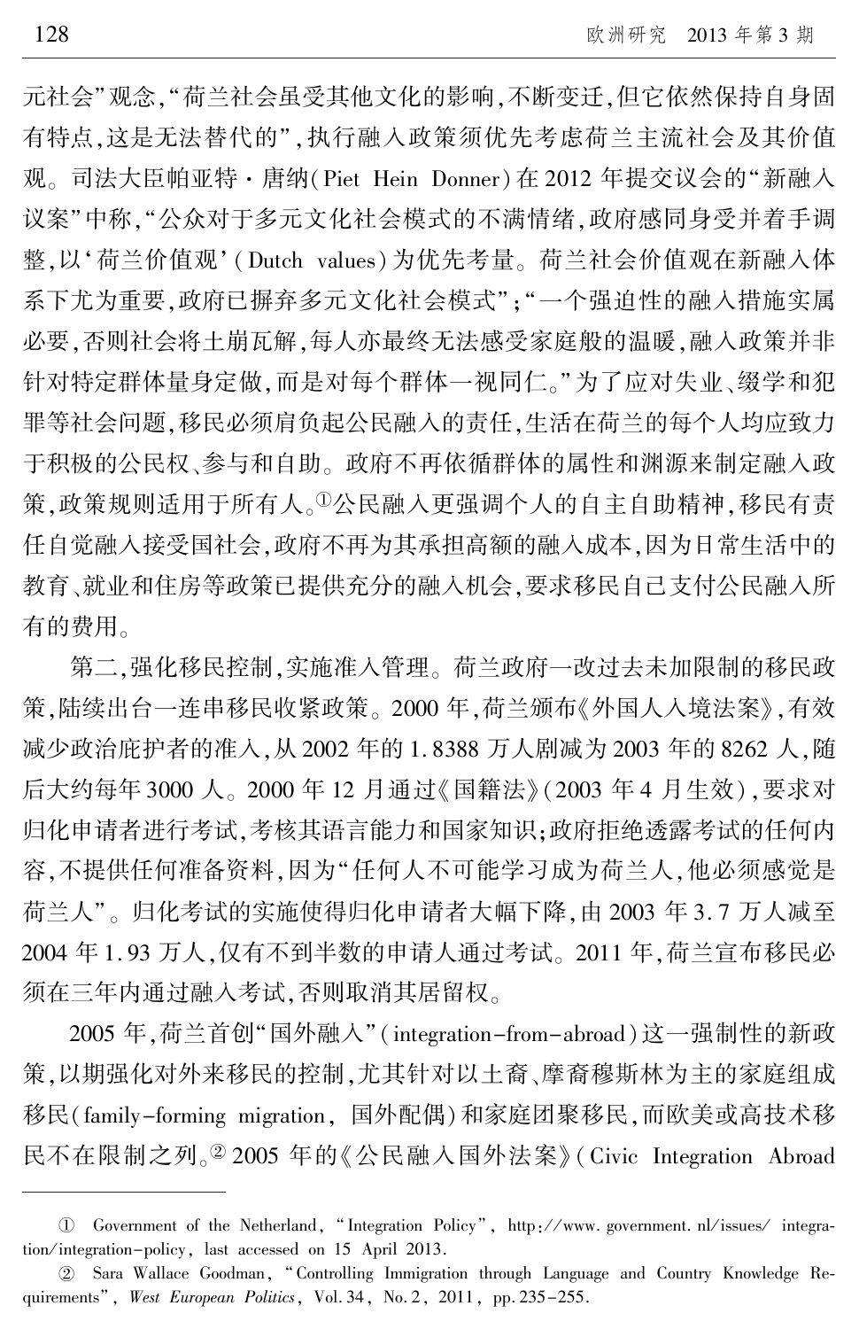元社会"观念,"荷兰社会虽受其他文化的影响,不断变迁,但它依然保持自身固有特点,这是无法替代的",执行融入政策须优先考虑荷兰主流社会及其价值观。司法大臣帕亚特·唐纳(Piet Hein Donner)在2012年提交议会的"新融入议案"中称,"公众对于多元文化社会模式的不满情绪,政府感同身受并着手调整,以'荷兰价值观'(Dutch values)为优先考量。荷兰社会价值观在新融入体系下尤为重要,政府已摒弃多元文化社会模式";"一个强迫性的融入措施实属必要,否则社会将土崩瓦解,每人亦最终无法感受家庭般的温暖,融入政策并非针对特定群体量身定做,而是对每个群体一视同仁。"为了应对失业、缀学和犯罪等社会问题,移民必须肩负起公民融入的责任,生活在荷兰的每个人均应致力于积极的公民权、参与和自助。政府不再依循群体的属性和渊源来制定融入政策,政策规则适用于所有人。①公民融入更强调个人的自主自助精神,移民有责任自觉融入接受国社会,政府不再为其承担高额的融入成本,因为日常生活中的教育、就业和住房等政策已提供充分的融入机会,要求移民自己支付公民融入所有的费用。

第二,强化移民控制,实施准入管理。荷兰政府一改过去未加限制的移民政策,陆续出台一连串移民收紧政策。2000年,荷兰颁布《外国人入境法案》,有效减少政治庇护者的准入,从2002年的1.8388万人剧减为2003年的8262人,随后大约每年3000人。2000年12月通过《国籍法》(2003年4月生效),要求对归化申请者进行考试,考核其语言能力和国家知识;政府拒绝透露考试的任何内容,不提供任何准备资料,因为"任何人不可能学习成为荷兰人,他必须感觉是荷兰人"。归化考试的实施使得归化申请者大幅下降,由2003年3.7万人减至2004年1.93万人,仅有不到半数的申请人通过考试。2011年,荷兰宣布移民必须在三年内通过融入考试,否则取消其居留权。

2005年,荷兰首创"国外融入"(integration-from-abroad)这一强制性的新政策,以期强化对外来移民的控制,尤其针对以土裔、摩裔穆斯林为主的家庭组成移民(family-forming migration, 国外配偶)和家庭团聚移民,而欧美或高技术移民不在限制之列。② 2005年的《公民融入国外法案》(Civic Integration Abroad

---

① Government of the Netherland, "Integration Policy", http://www.government.nl/issues/integration/integration-policy, last accessed on 15 April 2013.

② Sara Wallace Goodman, "Controlling Immigration through Language and Country Knowledge Requirements", *West European Politics*, Vol. 34, No. 2, 2011, pp. 235-255.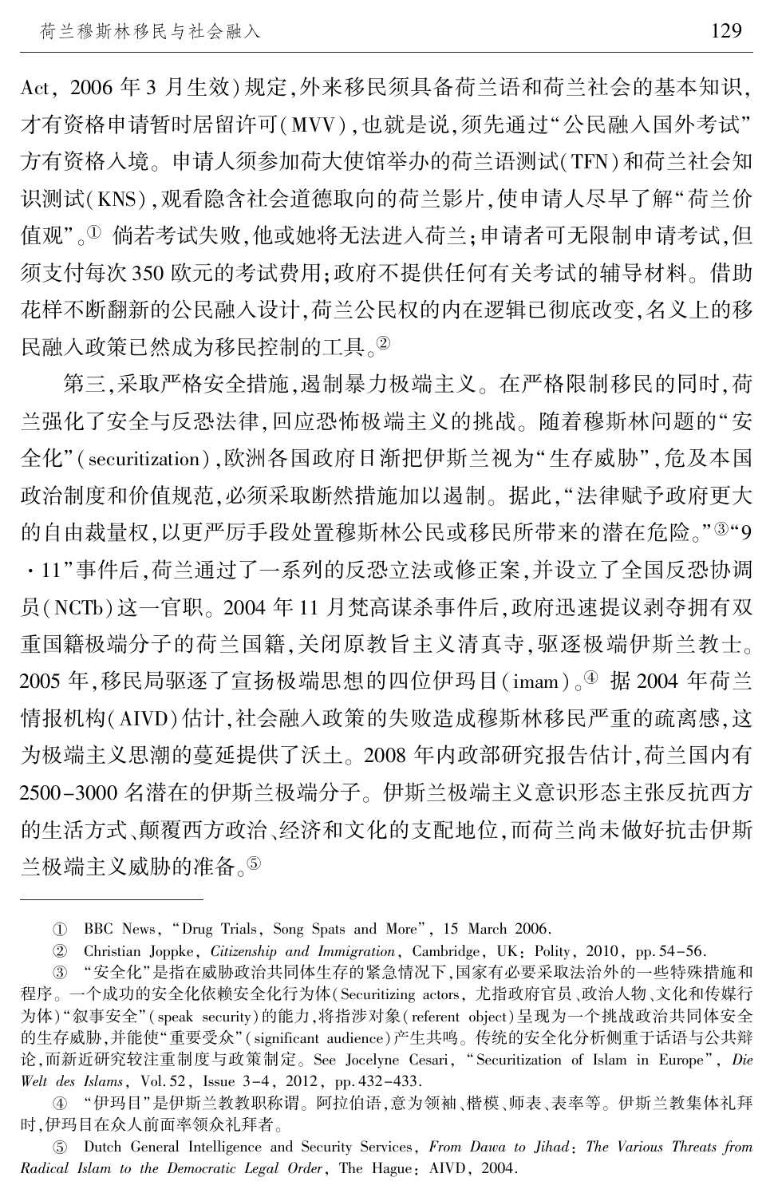Act，2006 年 3 月生效）规定，外来移民须具备荷兰语和荷兰社会的基本知识，才有资格申请暂时居留许可（MVV），也就是说，须先通过"公民融入国外考试"方有资格入境。申请人须参加荷大使馆举办的荷兰语测试（TFN）和荷兰社会知识测试（KNS），观看隐含社会道德取向的荷兰影片，使申请人尽早了解"荷兰价值观"。[①] 倘若考试失败，他或她将无法进入荷兰；申请者可无限制申请考试，但须支付每次 350 欧元的考试费用；政府不提供任何有关考试的辅导材料。借助花样不断翻新的公民融入设计，荷兰公民权的内在逻辑已彻底改变，名义上的移民融入政策已然成为移民控制的工具。[②]

第三，采取严格安全措施，遏制暴力极端主义。在严格限制移民的同时，荷兰强化了安全与反恐法律，回应恐怖极端主义的挑战。随着穆斯林问题的"安全化"（securitization），欧洲各国政府日渐把伊斯兰视为"生存威胁"，危及本国政治制度和价值规范，必须采取断然措施加以遏制。据此，"法律赋予政府更大的自由裁量权，以更严厉手段处置穆斯林公民或移民所带来的潜在危险。"[③]"9·11"事件后，荷兰通过了一系列的反恐立法或修正案，并设立了全国反恐协调员（NCTb）这一官职。2004 年 11 月梵高谋杀事件后，政府迅速提议剥夺拥有双重国籍极端分子的荷兰国籍，关闭原教旨主义清真寺，驱逐极端伊斯兰教士。2005 年，移民局驱逐了宣扬极端思想的四位伊玛目（imam）。[④] 据 2004 年荷兰情报机构（AIVD）估计，社会融入政策的失败造成穆斯林移民严重的疏离感，这为极端主义思潮的蔓延提供了沃土。2008 年内政部研究报告估计，荷兰国内有 2500-3000 名潜在的伊斯兰极端分子。伊斯兰极端主义意识形态主张反抗西方的生活方式、颠覆西方政治、经济和文化的支配地位，而荷兰尚未做好抗击伊斯兰极端主义威胁的准备。[⑤]

---

① BBC News，"Drug Trials，Song Spats and More"，15 March 2006.

② Christian Joppke，*Citizenship and Immigration*，Cambridge，UK：Polity，2010，pp. 54-56.

③ "安全化"是指在威胁政治共同体生存的紧急情况下，国家有必要采取法治外的一些特殊措施和程序。一个成功的安全化依赖安全化行为体（Securitizing actors，尤指政府官员、政治人物、文化和传媒行为体）"叙事安全"（speak security）的能力，将指涉对象（referent object）呈现为一个挑战政治共同体安全的生存威胁，并能使"重要受众"（significant audience）产生共鸣。传统的安全化分析侧重于话语与公共辩论，而新近研究较注重制度与政策制定。See Jocelyne Cesari，"Securitization of Islam in Europe"，*Die Welt des Islams*，Vol. 52，Issue 3-4，2012，pp. 432-433.

④ "伊玛目"是伊斯兰教教职称谓。阿拉伯语，意为领袖、楷模、师表、表率等。伊斯兰教集体礼拜时，伊玛目在众人前面率领众礼拜者。

⑤ Dutch General Intelligence and Security Services，*From Dawa to Jihad*：*The Various Threats from Radical Islam to the Democratic Legal Order*，The Hague：AIVD，2004.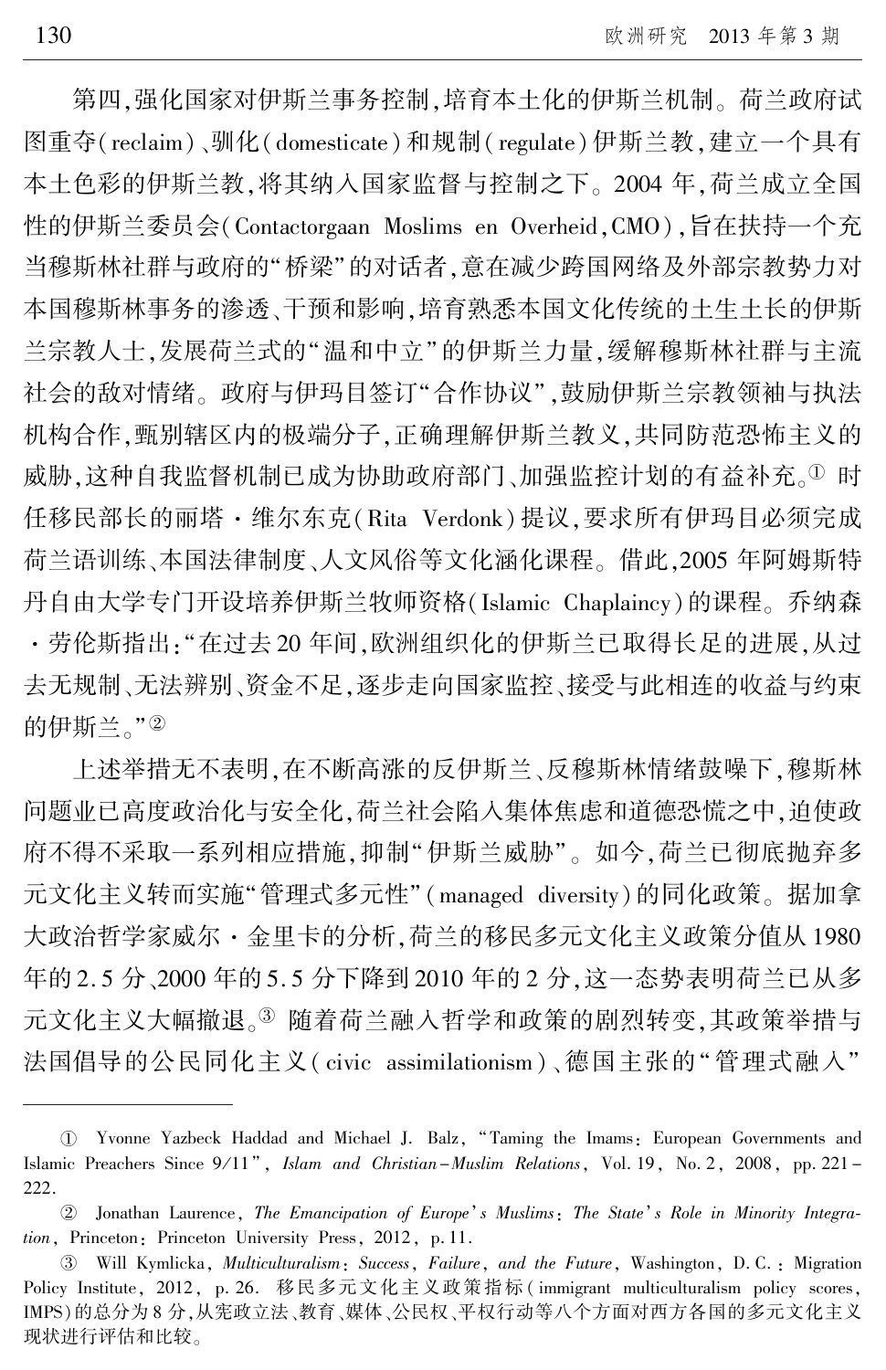第四,强化国家对伊斯兰事务控制,培育本土化的伊斯兰机制。荷兰政府试图重夺(reclaim)、驯化(domesticate)和规制(regulate)伊斯兰教,建立一个具有本土色彩的伊斯兰教,将其纳入国家监督与控制之下。2004 年,荷兰成立全国性的伊斯兰委员会(Contactorgaan Moslims en Overheid,CMO),旨在扶持一个充当穆斯林社群与政府的“桥梁”的对话者,意在减少跨国网络及外部宗教势力对本国穆斯林事务的渗透、干预和影响,培育熟悉本国文化传统的土生土长的伊斯兰宗教人士,发展荷兰式的“温和中立”的伊斯兰力量,缓解穆斯林社群与主流社会的敌对情绪。政府与伊玛目签订“合作协议”,鼓励伊斯兰宗教领袖与执法机构合作,甄别辖区内的极端分子,正确理解伊斯兰教义,共同防范恐怖主义的威胁,这种自我监督机制已成为协助政府部门、加强监控计划的有益补充。① 时任移民部长的丽塔·维尔东克(Rita Verdonk)提议,要求所有伊玛目必须完成荷兰语训练、本国法律制度、人文风俗等文化涵化课程。借此,2005 年阿姆斯特丹自由大学专门开设培养伊斯兰牧师资格(Islamic Chaplaincy)的课程。乔纳森·劳伦斯指出:“在过去 20 年间,欧洲组织化的伊斯兰已取得长足的进展,从过去无规制、无法辨别、资金不足,逐步走向国家监控、接受与此相连的收益与约束的伊斯兰。”②

上述举措无不表明,在不断高涨的反伊斯兰、反穆斯林情绪鼓噪下,穆斯林问题业已高度政治化与安全化,荷兰社会陷入集体焦虑和道德恐慌之中,迫使政府不得不采取一系列相应措施,抑制“伊斯兰威胁”。如今,荷兰已彻底抛弃多元文化主义转而实施“管理式多元性”(managed diversity)的同化政策。据加拿大政治哲学家威尔·金里卡的分析,荷兰的移民多元文化主义政策分值从 1980 年的 2.5 分、2000 年的 5.5 分下降到 2010 年的 2 分,这一态势表明荷兰已从多元文化主义大幅撤退。③ 随着荷兰融入哲学和政策的剧烈转变,其政策举措与法国倡导的公民同化主义(civic assimilationism)、德国主张的“管理式融入”

---

① Yvonne Yazbeck Haddad and Michael J. Balz, “Taming the Imams: European Governments and Islamic Preachers Since 9/11”, *Islam and Christian-Muslim Relations*, Vol. 19, No. 2, 2008, pp. 221-222.

② Jonathan Laurence, *The Emancipation of Europe's Muslims: The State's Role in Minority Integration*, Princeton: Princeton University Press, 2012, p. 11.

③ Will Kymlicka, *Multiculturalism: Success, Failure, and the Future*, Washington, D. C.: Migration Policy Institute, 2012, p. 26. 移民多元文化主义政策指标(immigrant multiculturalism policy scores, IMPS)的总分为 8 分,从宪政立法、教育、媒体、公民权、平权行动等八个方面对西方各国的多元文化主义现状进行评估和比较。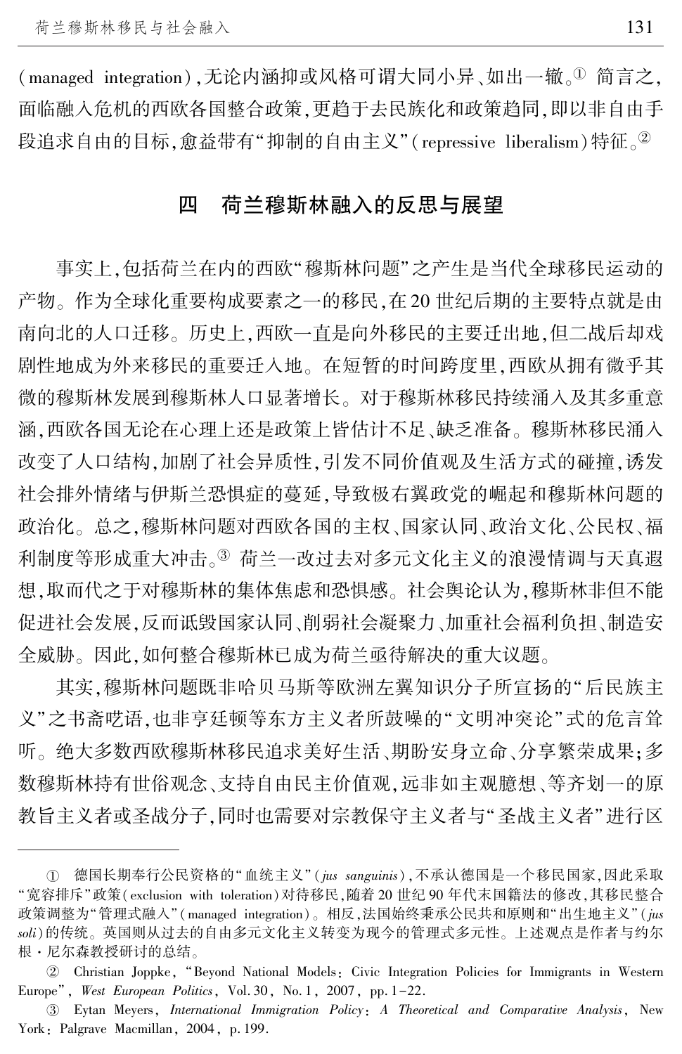(managed integration),无论内涵抑或风格可谓大同小异、如出一辙。[①] 简言之,面临融入危机的西欧各国整合政策,更趋于去民族化和政策趋同,即以非自由手段追求自由的目标,愈益带有“抑制的自由主义”(repressive liberalism)特征。[②]

## 四 荷兰穆斯林融入的反思与展望

事实上,包括荷兰在内的西欧“穆斯林问题”之产生是当代全球移民运动的产物。作为全球化重要构成要素之一的移民,在20世纪后期的主要特点就是由南向北的人口迁移。历史上,西欧一直是向外移民的主要迁出地,但二战后却戏剧性地成为外来移民的重要迁入地。在短暂的时间跨度里,西欧从拥有微乎其微的穆斯林发展到穆斯林人口显著增长。对于穆斯林移民持续涌入及其多重意涵,西欧各国无论在心理上还是政策上皆估计不足、缺乏准备。穆斯林移民涌入改变了人口结构,加剧了社会异质性,引发不同价值观及生活方式的碰撞,诱发社会排外情绪与伊斯兰恐惧症的蔓延,导致极右翼政党的崛起和穆斯林问题的政治化。总之,穆斯林问题对西欧各国的主权、国家认同、政治文化、公民权、福利制度等形成重大冲击。[③] 荷兰一改过去对多元文化主义的浪漫情调与天真遐想,取而代之于对穆斯林的集体焦虑和恐惧感。社会舆论认为,穆斯林非但不能促进社会发展,反而诋毁国家认同、削弱社会凝聚力、加重社会福利负担、制造安全威胁。因此,如何整合穆斯林已成为荷兰亟待解决的重大议题。

其实,穆斯林问题既非哈贝马斯等欧洲左翼知识分子所宣扬的“后民族主义”之书斋呓语,也非亨廷顿等东方主义者所鼓噪的“文明冲突论”式的危言耸听。绝大多数西欧穆斯林移民追求美好生活、期盼安身立命、分享繁荣成果;多数穆斯林持有世俗观念、支持自由民主价值观,远非如主观臆想、等齐划一的原教旨主义者或圣战分子,同时也需要对宗教保守主义者与“圣战主义者”进行区

---

① 德国长期奉行公民资格的“血统主义”(*jus sanguinis*),不承认德国是一个移民国家,因此采取“宽容排斥”政策(exclusion with toleration)对待移民,随着20世纪90年代末国籍法的修改,其移民整合政策调整为“管理式融入”(managed integration)。相反,法国始终秉承公民共和原则和“出生地主义”(*jus soli*)的传统。英国则从过去的自由多元文化主义转变为现今的管理式多元性。上述观点是作者与约尔根·尼尔森教授研讨的总结。

② Christian Joppke, “Beyond National Models: Civic Integration Policies for Immigrants in Western Europe”, *West European Politics*, Vol. 30, No. 1, 2007, pp. 1-22.

③ Eytan Meyers, *International Immigration Policy: A Theoretical and Comparative Analysis*, New York: Palgrave Macmillan, 2004, p. 199.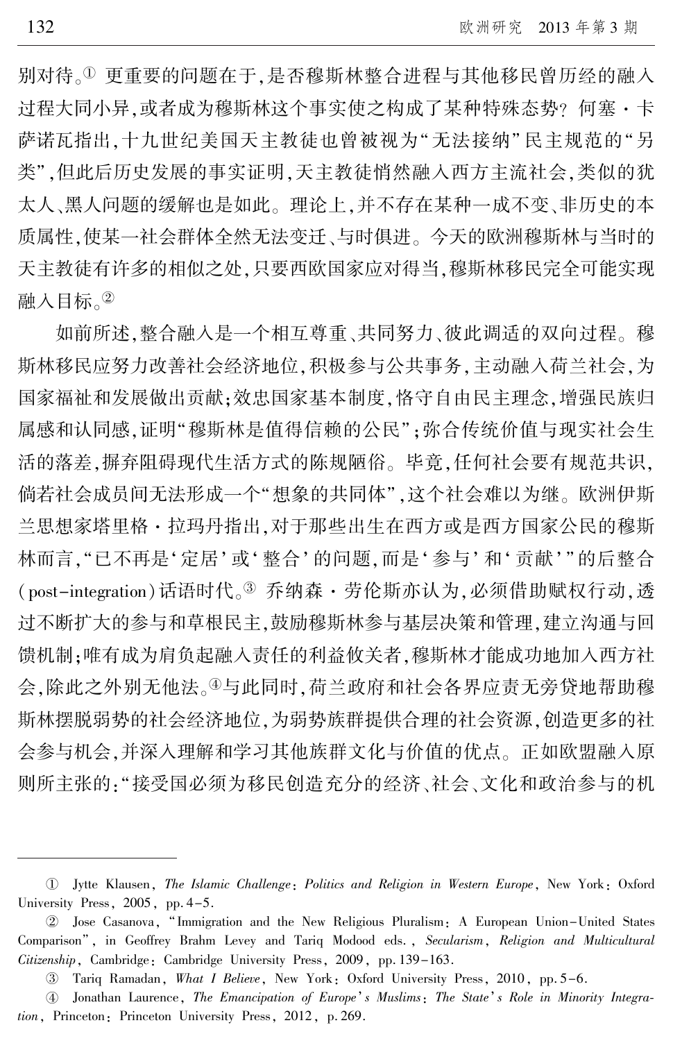别对待。[①] 更重要的问题在于,是否穆斯林整合进程与其他移民曾历经的融入过程大同小异,或者成为穆斯林这个事实使之构成了某种特殊态势? 何塞·卡萨诺瓦指出,十九世纪美国天主教徒也曾被视为"无法接纳"民主规范的"另类",但此后历史发展的事实证明,天主教徒悄然融入西方主流社会,类似的犹太人、黑人问题的缓解也是如此。理论上,并不存在某种一成不变、非历史的本质属性,使某一社会群体全然无法变迁、与时俱进。今天的欧洲穆斯林与当时的天主教徒有许多的相似之处,只要西欧国家应对得当,穆斯林移民完全可能实现融入目标。[②]

如前所述,整合融入是一个相互尊重、共同努力、彼此调适的双向过程。穆斯林移民应努力改善社会经济地位,积极参与公共事务,主动融入荷兰社会,为国家福祉和发展做出贡献;效忠国家基本制度,恪守自由民主理念,增强民族归属感和认同感,证明"穆斯林是值得信赖的公民";弥合传统价值与现实社会生活的落差,摒弃阻碍现代生活方式的陈规陋俗。毕竟,任何社会要有规范共识,倘若社会成员间无法形成一个"想象的共同体",这个社会难以为继。欧洲伊斯兰思想家塔里格·拉玛丹指出,对于那些出生在西方或是西方国家公民的穆斯林而言,"已不再是'定居'或'整合'的问题,而是'参与'和'贡献'"的后整合(post-integration)话语时代。[③] 乔纳森·劳伦斯亦认为,必须借助赋权行动,透过不断扩大的参与和草根民主,鼓励穆斯林参与基层决策和管理,建立沟通与回馈机制;唯有成为肩负起融入责任的利益攸关者,穆斯林才能成功地加入西方社会,除此之外别无他法。[④]与此同时,荷兰政府和社会各界应责无旁贷地帮助穆斯林摆脱弱势的社会经济地位,为弱势族群提供合理的社会资源,创造更多的社会参与机会,并深入理解和学习其他族群文化与价值的优点。正如欧盟融入原则所主张的:"接受国必须为移民创造充分的经济、社会、文化和政治参与的机

---

① Jytte Klausen, *The Islamic Challenge: Politics and Religion in Western Europe*, New York: Oxford University Press, 2005, pp. 4-5.

② Jose Casanova, "Immigration and the New Religious Pluralism: A European Union-United States Comparison", in Geoffrey Brahm Levey and Tariq Modood eds., *Secularism, Religion and Multicultural Citizenship*, Cambridge: Cambridge University Press, 2009, pp. 139-163.

③ Tariq Ramadan, *What I Believe*, New York: Oxford University Press, 2010, pp. 5-6.

④ Jonathan Laurence, *The Emancipation of Europe's Muslims: The State's Role in Minority Integration*, Princeton: Princeton University Press, 2012, p. 269.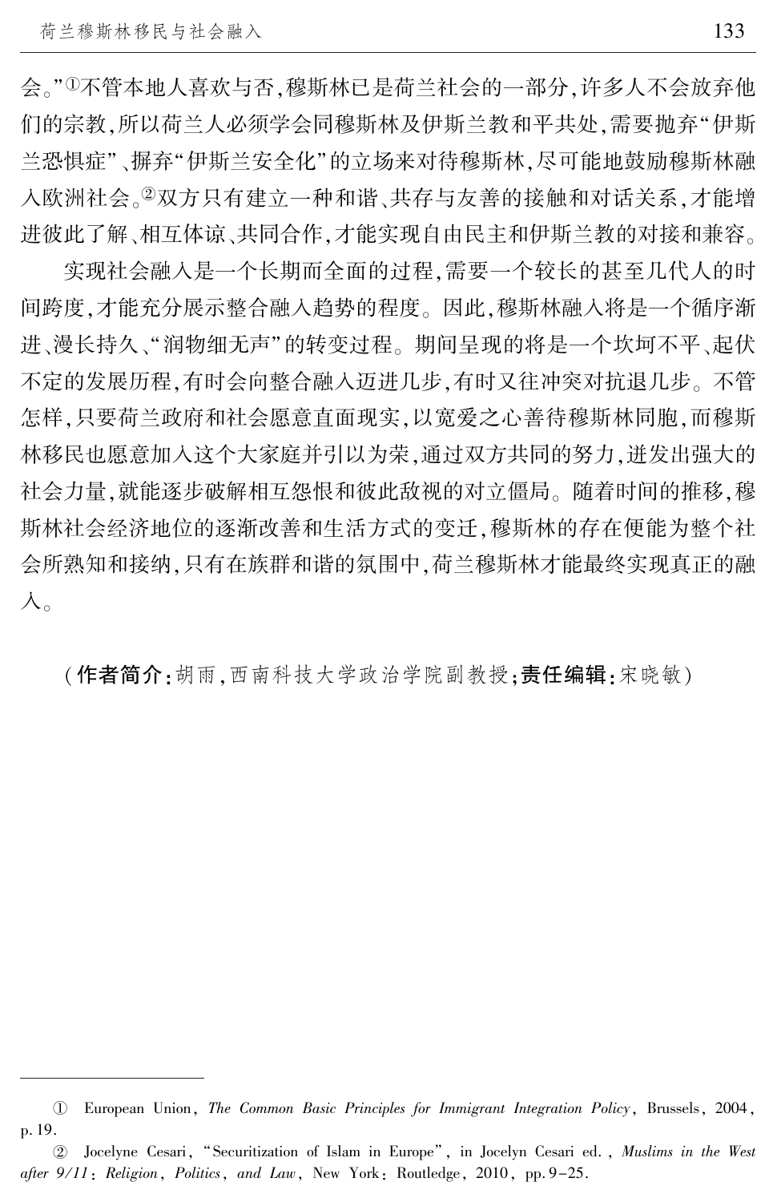会。”[1]不管本地人喜欢与否,穆斯林已是荷兰社会的一部分,许多人不会放弃他们的宗教,所以荷兰人必须学会同穆斯林及伊斯兰教和平共处,需要抛弃“伊斯兰恐惧症”、摒弃“伊斯兰安全化”的立场来对待穆斯林,尽可能地鼓励穆斯林融入欧洲社会。[2]双方只有建立一种和谐、共存与友善的接触和对话关系,才能增进彼此了解、相互体谅、共同合作,才能实现自由民主和伊斯兰教的对接和兼容。

实现社会融入是一个长期而全面的过程,需要一个较长的甚至几代人的时间跨度,才能充分展示整合融入趋势的程度。因此,穆斯林融入将是一个循序渐进、漫长持久、“润物细无声”的转变过程。期间呈现的将是一个坎坷不平、起伏不定的发展历程,有时会向整合融入迈进几步,有时又往冲突对抗退几步。不管怎样,只要荷兰政府和社会愿意直面现实,以宽爱之心善待穆斯林同胞,而穆斯林移民也愿意加入这个大家庭并引以为荣,通过双方共同的努力,迸发出强大的社会力量,就能逐步破解相互怨恨和彼此敌视的对立僵局。随着时间的推移,穆斯林社会经济地位的逐渐改善和生活方式的变迁,穆斯林的存在便能为整个社会所熟知和接纳,只有在族群和谐的氛围中,荷兰穆斯林才能最终实现真正的融入。

(**作者简介**:胡雨,西南科技大学政治学院副教授;**责任编辑**:宋晓敏)

---

① European Union, *The Common Basic Principles for Immigrant Integration Policy*, Brussels, 2004, p. 19.

② Jocelyne Cesari, “Securitization of Islam in Europe”, in Jocelyn Cesari ed., *Muslims in the West after 9/11: Religion, Politics, and Law*, New York: Routledge, 2010, pp. 9-25.